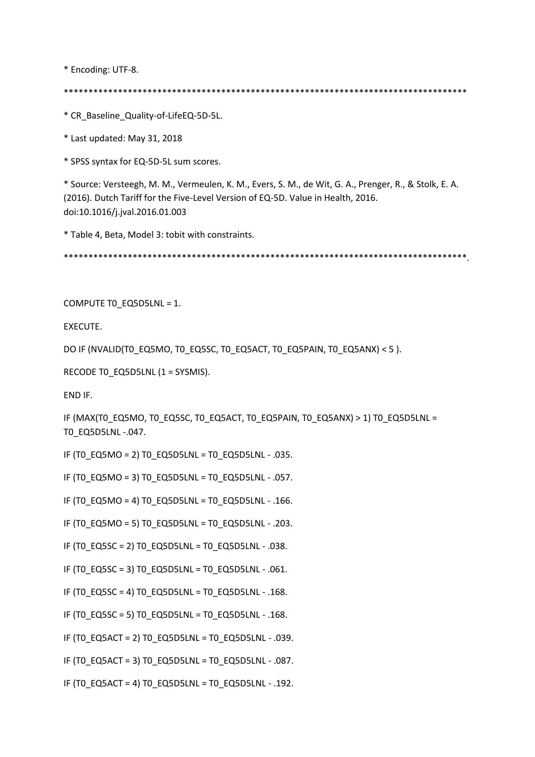```
* Encoding: UTF-8.

************************************************************************************

* CR_Baseline_Quality-of-LifeEQ-5D-5L.

* Last updated: May 31, 2018

* SPSS syntax for EQ-5D-5L sum scores.

* Source: Versteegh, M. M., Vermeulen, K. M., Evers, S. M., de Wit, G. A., Prenger, R., & Stolk, E. A. (2016). Dutch Tariff for the Five-Level Version of EQ-5D. Value in Health, 2016. doi:10.1016/j.jval.2016.01.003

* Table 4, Beta, Model 3: tobit with constraints.

************************************************************************************.


COMPUTE T0_EQ5D5LNL = 1.

EXECUTE.

DO IF (NVALID(T0_EQ5MO, T0_EQ5SC, T0_EQ5ACT, T0_EQ5PAIN, T0_EQ5ANX) < 5 ).

RECODE T0_EQ5D5LNL (1 = SYSMIS).

END IF.

IF (MAX(T0_EQ5MO, T0_EQ5SC, T0_EQ5ACT, T0_EQ5PAIN, T0_EQ5ANX) > 1) T0_EQ5D5LNL = T0_EQ5D5LNL -.047.

IF (T0_EQ5MO = 2) T0_EQ5D5LNL = T0_EQ5D5LNL - .035.

IF (T0_EQ5MO = 3) T0_EQ5D5LNL = T0_EQ5D5LNL - .057.

IF (T0_EQ5MO = 4) T0_EQ5D5LNL = T0_EQ5D5LNL - .166.

IF (T0_EQ5MO = 5) T0_EQ5D5LNL = T0_EQ5D5LNL - .203.

IF (T0_EQ5SC = 2) T0_EQ5D5LNL = T0_EQ5D5LNL - .038.

IF (T0_EQ5SC = 3) T0_EQ5D5LNL = T0_EQ5D5LNL - .061.

IF (T0_EQ5SC = 4) T0_EQ5D5LNL = T0_EQ5D5LNL - .168.

IF (T0_EQ5SC = 5) T0_EQ5D5LNL = T0_EQ5D5LNL - .168.

IF (T0_EQ5ACT = 2) T0_EQ5D5LNL = T0_EQ5D5LNL - .039.

IF (T0_EQ5ACT = 3) T0_EQ5D5LNL = T0_EQ5D5LNL - .087.

IF (T0_EQ5ACT = 4) T0_EQ5D5LNL = T0_EQ5D5LNL - .192.
```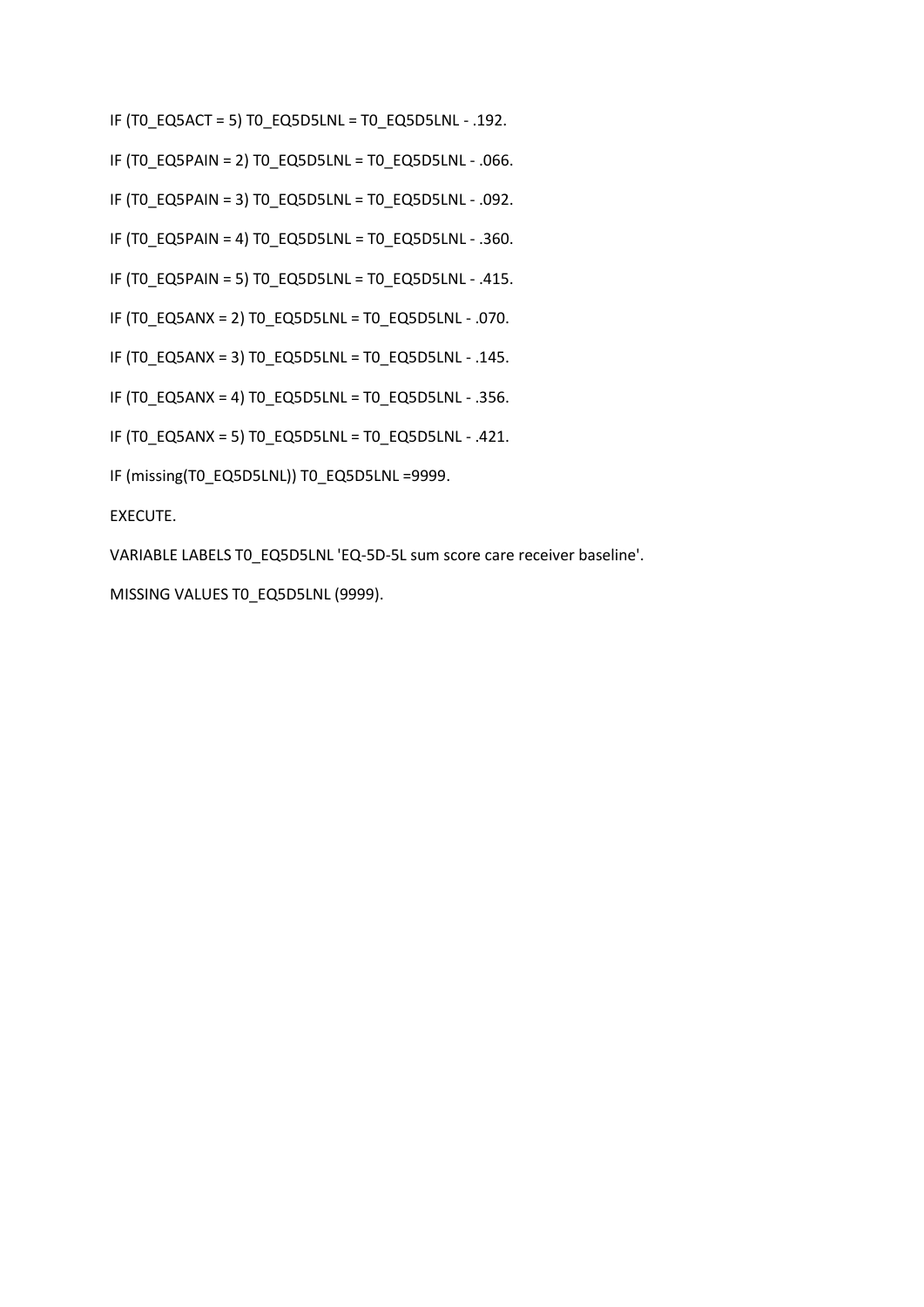```
IF (T0_EQ5ACT = 5) T0_EQ5D5LNL = T0_EQ5D5LNL - .192.

IF (T0_EQ5PAIN = 2) T0_EQ5D5LNL = T0_EQ5D5LNL - .066.

IF (T0_EQ5PAIN = 3) T0_EQ5D5LNL = T0_EQ5D5LNL - .092.

IF (T0_EQ5PAIN = 4) T0_EQ5D5LNL = T0_EQ5D5LNL - .360.

IF (T0_EQ5PAIN = 5) T0_EQ5D5LNL = T0_EQ5D5LNL - .415.

IF (T0_EQ5ANX = 2) T0_EQ5D5LNL = T0_EQ5D5LNL - .070.

IF (T0_EQ5ANX = 3) T0_EQ5D5LNL = T0_EQ5D5LNL - .145.

IF (T0_EQ5ANX = 4) T0_EQ5D5LNL = T0_EQ5D5LNL - .356.

IF (T0_EQ5ANX = 5) T0_EQ5D5LNL = T0_EQ5D5LNL - .421.

IF (missing(T0_EQ5D5LNL)) T0_EQ5D5LNL =9999.

EXECUTE.

VARIABLE LABELS T0_EQ5D5LNL 'EQ-5D-5L sum score care receiver baseline'.

MISSING VALUES T0_EQ5D5LNL (9999).
```